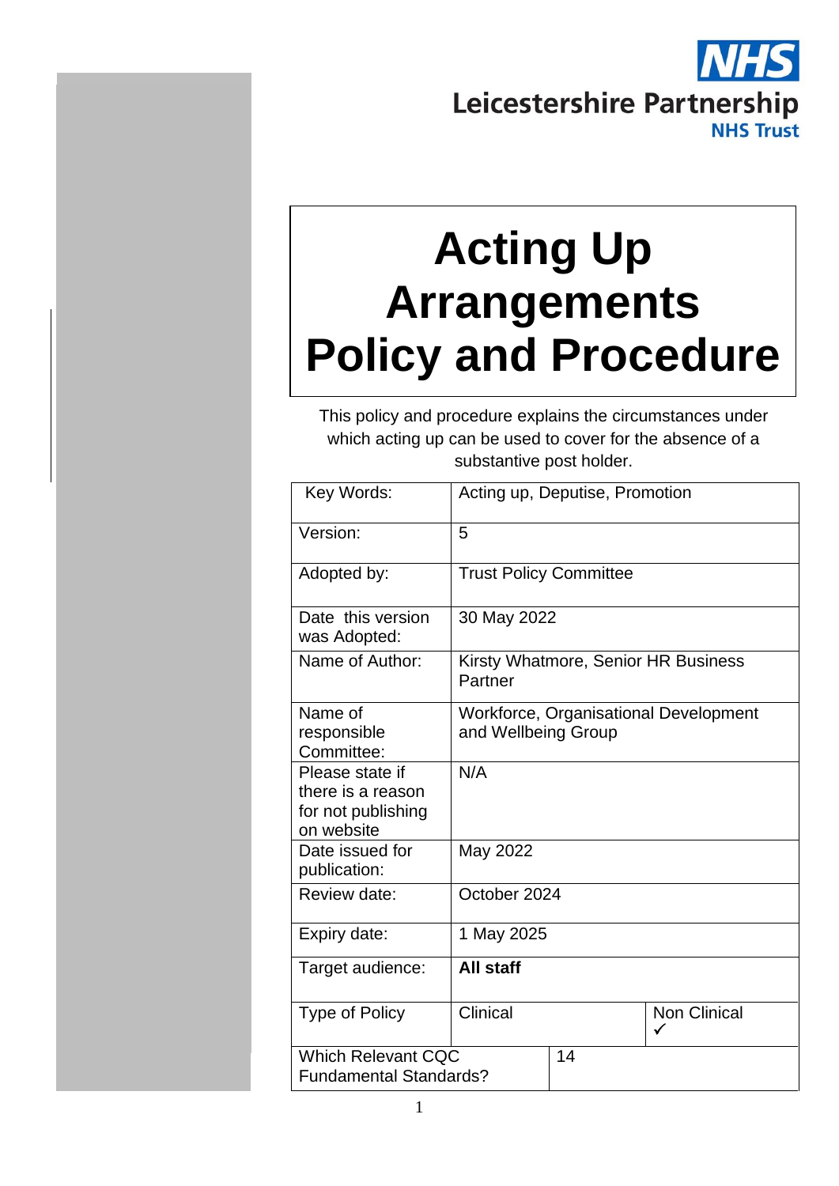Leicestershire Partnership NHS Trust

# Acting Up Arrangements Policy and Procedure

This policy and procedure explains the circumstances under which acting up can be used to cover for the absence of a substantive post holder.

| Key Words: | Acting up, Deputise, Promotion | |
|---|---|---|
| Version: | 5 | |
| Adopted by: | Trust Policy Committee | |
| Date this version was Adopted: | 30 May 2022 | |
| Name of Author: | Kirsty Whatmore, Senior HR Business Partner | |
| Name of responsible Committee: | Workforce, Organisational Development and Wellbeing Group | |
| Please state if there is a reason for not publishing on website | N/A | |
| Date issued for publication: | May 2022 | |
| Review date: | October 2024 | |
| Expiry date: | 1 May 2025 | |
| Target audience: | **All staff** | |
| Type of Policy | Clinical | Non Clinical ✓ |
| Which Relevant CQC Fundamental Standards? | 14 | |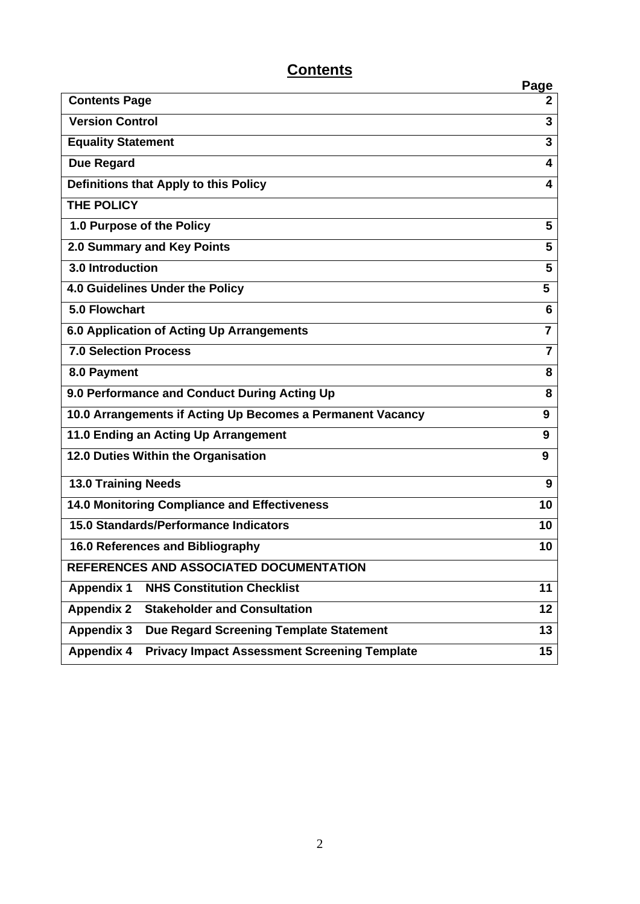# Contents

| | Page |
|---|---|
| **Contents Page** | **2** |
| **Version Control** | **3** |
| **Equality Statement** | **3** |
| **Due Regard** | **4** |
| **Definitions that Apply to this Policy** | **4** |
| **THE POLICY** | |
| **1.0 Purpose of the Policy** | **5** |
| **2.0 Summary and Key Points** | **5** |
| **3.0 Introduction** | **5** |
| **4.0 Guidelines Under the Policy** | **5** |
| **5.0 Flowchart** | **6** |
| **6.0 Application of Acting Up Arrangements** | **7** |
| **7.0 Selection Process** | **7** |
| **8.0 Payment** | **8** |
| **9.0 Performance and Conduct During Acting Up** | **8** |
| **10.0 Arrangements if Acting Up Becomes a Permanent Vacancy** | **9** |
| **11.0 Ending an Acting Up Arrangement** | **9** |
| **12.0 Duties Within the Organisation** | **9** |
| **13.0 Training Needs** | **9** |
| **14.0 Monitoring Compliance and Effectiveness** | **10** |
| **15.0 Standards/Performance Indicators** | **10** |
| **16.0 References and Bibliography** | **10** |
| **REFERENCES AND ASSOCIATED DOCUMENTATION** | |
| **Appendix 1 NHS Constitution Checklist** | **11** |
| **Appendix 2 Stakeholder and Consultation** | **12** |
| **Appendix 3 Due Regard Screening Template Statement** | **13** |
| **Appendix 4 Privacy Impact Assessment Screening Template** | **15** |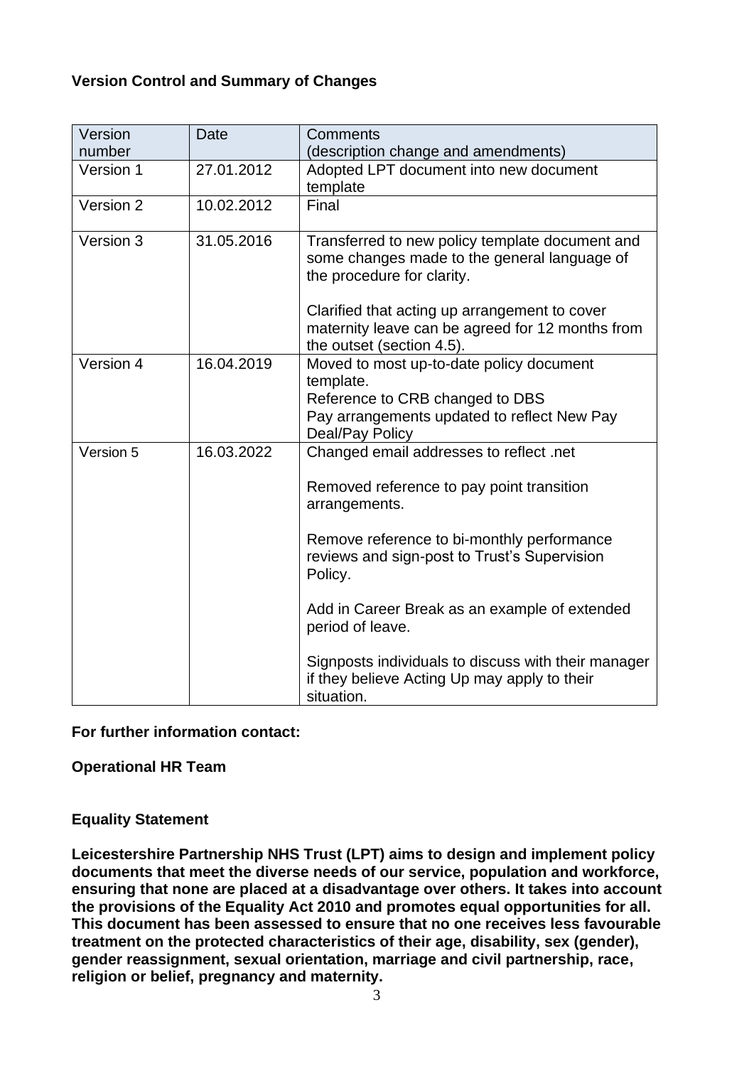**Version Control and Summary of Changes**

| Version number | Date | Comments (description change and amendments) |
|---|---|---|
| Version 1 | 27.01.2012 | Adopted LPT document into new document template |
| Version 2 | 10.02.2012 | Final |
| Version 3 | 31.05.2016 | Transferred to new policy template document and some changes made to the general language of the procedure for clarity.<br><br>Clarified that acting up arrangement to cover maternity leave can be agreed for 12 months from the outset (section 4.5). |
| Version 4 | 16.04.2019 | Moved to most up-to-date policy document template.<br>Reference to CRB changed to DBS<br>Pay arrangements updated to reflect New Pay Deal/Pay Policy |
| Version 5 | 16.03.2022 | Changed email addresses to reflect .net<br><br>Removed reference to pay point transition arrangements.<br><br>Remove reference to bi-monthly performance reviews and sign-post to Trust's Supervision Policy.<br><br>Add in Career Break as an example of extended period of leave.<br><br>Signposts individuals to discuss with their manager if they believe Acting Up may apply to their situation. |

**For further information contact:**

**Operational HR Team**

**Equality Statement**

**Leicestershire Partnership NHS Trust (LPT) aims to design and implement policy documents that meet the diverse needs of our service, population and workforce, ensuring that none are placed at a disadvantage over others. It takes into account the provisions of the Equality Act 2010 and promotes equal opportunities for all. This document has been assessed to ensure that no one receives less favourable treatment on the protected characteristics of their age, disability, sex (gender), gender reassignment, sexual orientation, marriage and civil partnership, race, religion or belief, pregnancy and maternity.**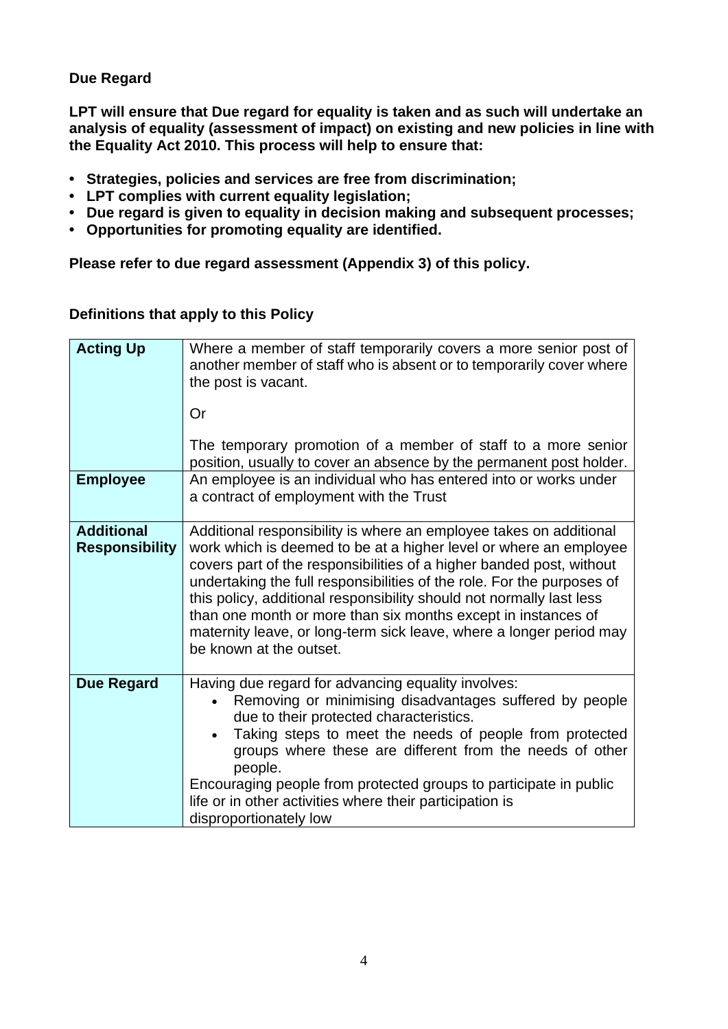**Due Regard**

**LPT will ensure that Due regard for equality is taken and as such will undertake an analysis of equality (assessment of impact) on existing and new policies in line with the Equality Act 2010. This process will help to ensure that:**

- **Strategies, policies and services are free from discrimination;**
- **LPT complies with current equality legislation;**
- **Due regard is given to equality in decision making and subsequent processes;**
- **Opportunities for promoting equality are identified.**

**Please refer to due regard assessment (Appendix 3) of this policy.**

**Definitions that apply to this Policy**

| | |
|---|---|
| **Acting Up** | Where a member of staff temporarily covers a more senior post of another member of staff who is absent or to temporarily cover where the post is vacant.<br><br>Or<br><br>The temporary promotion of a member of staff to a more senior position, usually to cover an absence by the permanent post holder. |
| **Employee** | An employee is an individual who has entered into or works under a contract of employment with the Trust |
| **Additional Responsibility** | Additional responsibility is where an employee takes on additional work which is deemed to be at a higher level or where an employee covers part of the responsibilities of a higher banded post, without undertaking the full responsibilities of the role. For the purposes of this policy, additional responsibility should not normally last less than one month or more than six months except in instances of maternity leave, or long-term sick leave, where a longer period may be known at the outset. |
| **Due Regard** | Having due regard for advancing equality involves:<br>• Removing or minimising disadvantages suffered by people due to their protected characteristics.<br>• Taking steps to meet the needs of people from protected groups where these are different from the needs of other people.<br>Encouraging people from protected groups to participate in public life or in other activities where their participation is disproportionately low |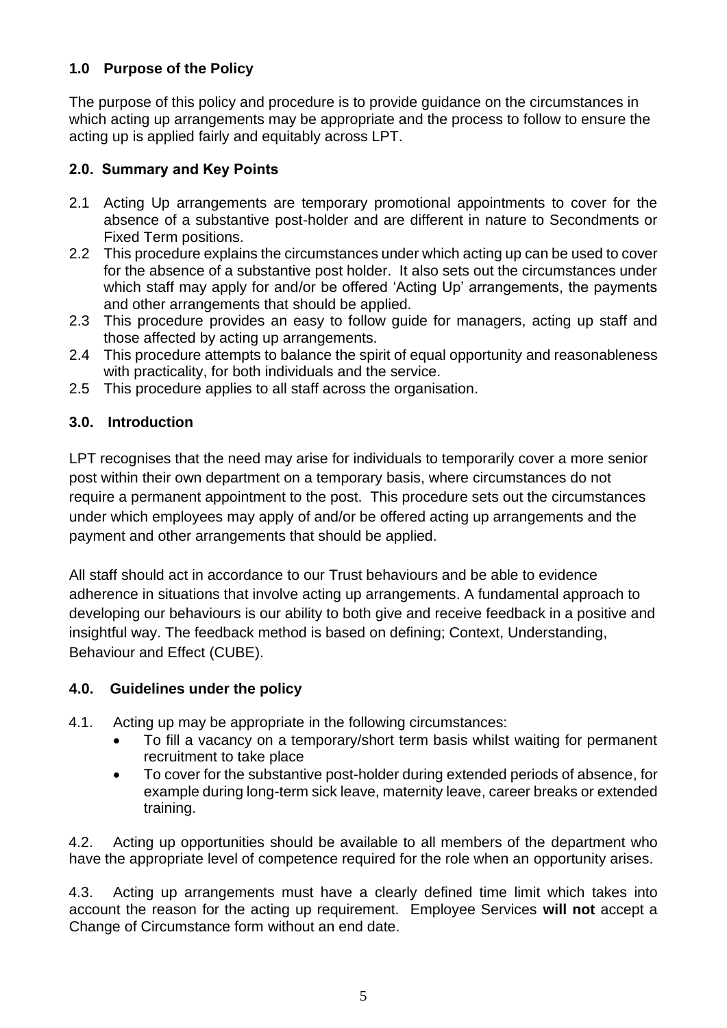## 1.0 Purpose of the Policy

The purpose of this policy and procedure is to provide guidance on the circumstances in which acting up arrangements may be appropriate and the process to follow to ensure the acting up is applied fairly and equitably across LPT.

## 2.0. Summary and Key Points

2.1 Acting Up arrangements are temporary promotional appointments to cover for the absence of a substantive post-holder and are different in nature to Secondments or Fixed Term positions.

2.2 This procedure explains the circumstances under which acting up can be used to cover for the absence of a substantive post holder. It also sets out the circumstances under which staff may apply for and/or be offered 'Acting Up' arrangements, the payments and other arrangements that should be applied.

2.3 This procedure provides an easy to follow guide for managers, acting up staff and those affected by acting up arrangements.

2.4 This procedure attempts to balance the spirit of equal opportunity and reasonableness with practicality, for both individuals and the service.

2.5 This procedure applies to all staff across the organisation.

## 3.0. Introduction

LPT recognises that the need may arise for individuals to temporarily cover a more senior post within their own department on a temporary basis, where circumstances do not require a permanent appointment to the post. This procedure sets out the circumstances under which employees may apply of and/or be offered acting up arrangements and the payment and other arrangements that should be applied.

All staff should act in accordance to our Trust behaviours and be able to evidence adherence in situations that involve acting up arrangements. A fundamental approach to developing our behaviours is our ability to both give and receive feedback in a positive and insightful way. The feedback method is based on defining; Context, Understanding, Behaviour and Effect (CUBE).

## 4.0. Guidelines under the policy

4.1. Acting up may be appropriate in the following circumstances:

- To fill a vacancy on a temporary/short term basis whilst waiting for permanent recruitment to take place
- To cover for the substantive post-holder during extended periods of absence, for example during long-term sick leave, maternity leave, career breaks or extended training.

4.2. Acting up opportunities should be available to all members of the department who have the appropriate level of competence required for the role when an opportunity arises.

4.3. Acting up arrangements must have a clearly defined time limit which takes into account the reason for the acting up requirement. Employee Services **will not** accept a Change of Circumstance form without an end date.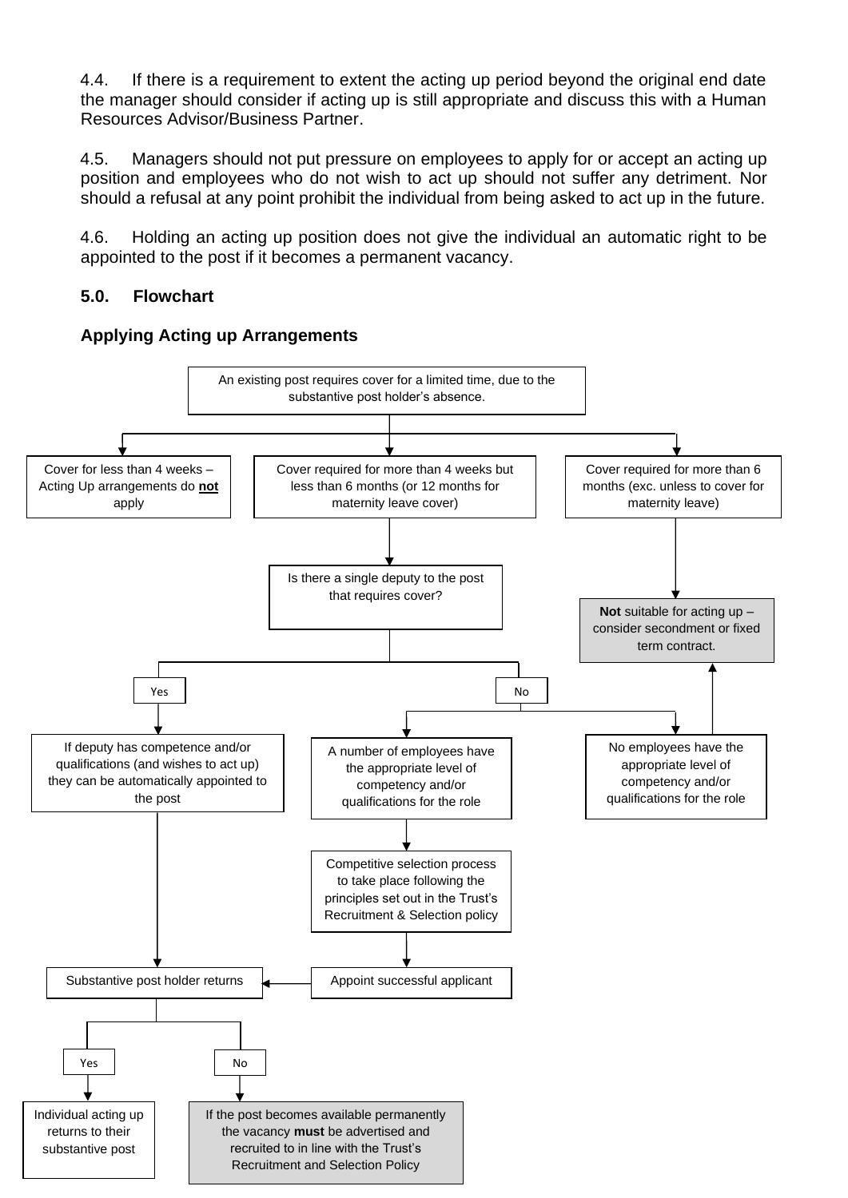4.4. If there is a requirement to extent the acting up period beyond the original end date the manager should consider if acting up is still appropriate and discuss this with a Human Resources Advisor/Business Partner.

4.5. Managers should not put pressure on employees to apply for or accept an acting up position and employees who do not wish to act up should not suffer any detriment. Nor should a refusal at any point prohibit the individual from being asked to act up in the future.

4.6. Holding an acting up position does not give the individual an automatic right to be appointed to the post if it becomes a permanent vacancy.

## 5.0. Flowchart

### Applying Acting up Arrangements

An existing post requires cover for a limited time, due to the substantive post holder's absence.

- Cover for less than 4 weeks – Acting Up arrangements do **not** apply
- Cover required for more than 4 weeks but less than 6 months (or 12 months for maternity leave cover)
  - Is there a single deputy to the post that requires cover?
    - Yes → If deputy has competence and/or qualifications (and wishes to act up) they can be automatically appointed to the post → Substantive post holder returns
    - No
      - A number of employees have the appropriate level of competency and/or qualifications for the role → Competitive selection process to take place following the principles set out in the Trust's Recruitment & Selection policy → Appoint successful applicant → Substantive post holder returns
      - No employees have the appropriate level of competency and/or qualifications for the role → **Not** suitable for acting up – consider secondment or fixed term contract.
- Cover required for more than 6 months (exc. unless to cover for maternity leave) → **Not** suitable for acting up – consider secondment or fixed term contract.

Substantive post holder returns

- Yes → Individual acting up returns to their substantive post
- No → If the post becomes available permanently the vacancy **must** be advertised and recruited to in line with the Trust's Recruitment and Selection Policy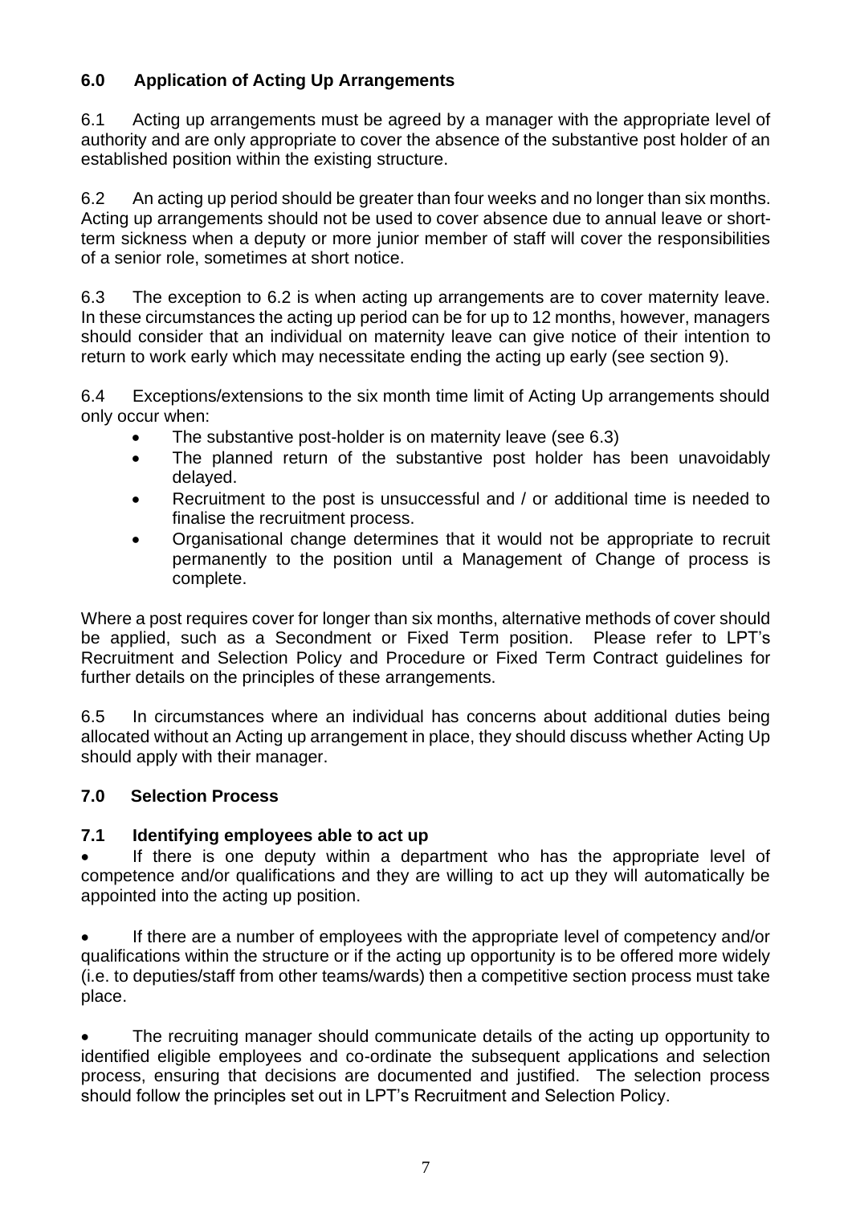## 6.0 Application of Acting Up Arrangements

6.1 Acting up arrangements must be agreed by a manager with the appropriate level of authority and are only appropriate to cover the absence of the substantive post holder of an established position within the existing structure.

6.2 An acting up period should be greater than four weeks and no longer than six months. Acting up arrangements should not be used to cover absence due to annual leave or short-term sickness when a deputy or more junior member of staff will cover the responsibilities of a senior role, sometimes at short notice.

6.3 The exception to 6.2 is when acting up arrangements are to cover maternity leave. In these circumstances the acting up period can be for up to 12 months, however, managers should consider that an individual on maternity leave can give notice of their intention to return to work early which may necessitate ending the acting up early (see section 9).

6.4 Exceptions/extensions to the six month time limit of Acting Up arrangements should only occur when:

- The substantive post-holder is on maternity leave (see 6.3)
- The planned return of the substantive post holder has been unavoidably delayed.
- Recruitment to the post is unsuccessful and / or additional time is needed to finalise the recruitment process.
- Organisational change determines that it would not be appropriate to recruit permanently to the position until a Management of Change of process is complete.

Where a post requires cover for longer than six months, alternative methods of cover should be applied, such as a Secondment or Fixed Term position. Please refer to LPT's Recruitment and Selection Policy and Procedure or Fixed Term Contract guidelines for further details on the principles of these arrangements.

6.5 In circumstances where an individual has concerns about additional duties being allocated without an Acting up arrangement in place, they should discuss whether Acting Up should apply with their manager.

## 7.0 Selection Process

### 7.1 Identifying employees able to act up

- If there is one deputy within a department who has the appropriate level of competence and/or qualifications and they are willing to act up they will automatically be appointed into the acting up position.

- If there are a number of employees with the appropriate level of competency and/or qualifications within the structure or if the acting up opportunity is to be offered more widely (i.e. to deputies/staff from other teams/wards) then a competitive section process must take place.

- The recruiting manager should communicate details of the acting up opportunity to identified eligible employees and co-ordinate the subsequent applications and selection process, ensuring that decisions are documented and justified. The selection process should follow the principles set out in LPT's Recruitment and Selection Policy.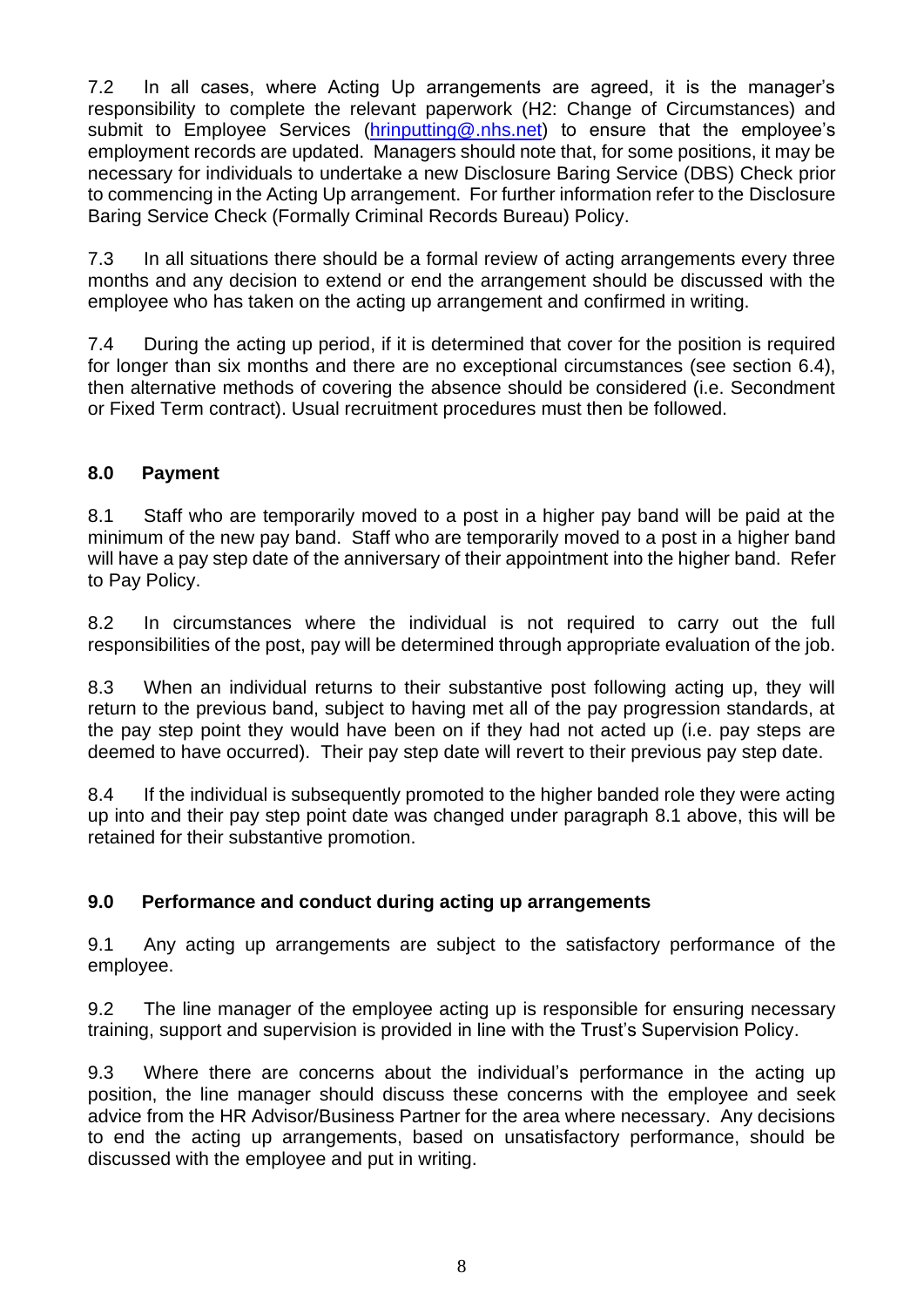7.2 In all cases, where Acting Up arrangements are agreed, it is the manager's responsibility to complete the relevant paperwork (H2: Change of Circumstances) and submit to Employee Services (hrinputting@.nhs.net) to ensure that the employee's employment records are updated. Managers should note that, for some positions, it may be necessary for individuals to undertake a new Disclosure Baring Service (DBS) Check prior to commencing in the Acting Up arrangement. For further information refer to the Disclosure Baring Service Check (Formally Criminal Records Bureau) Policy.

7.3 In all situations there should be a formal review of acting arrangements every three months and any decision to extend or end the arrangement should be discussed with the employee who has taken on the acting up arrangement and confirmed in writing.

7.4 During the acting up period, if it is determined that cover for the position is required for longer than six months and there are no exceptional circumstances (see section 6.4), then alternative methods of covering the absence should be considered (i.e. Secondment or Fixed Term contract). Usual recruitment procedures must then be followed.

## 8.0 Payment

8.1 Staff who are temporarily moved to a post in a higher pay band will be paid at the minimum of the new pay band. Staff who are temporarily moved to a post in a higher band will have a pay step date of the anniversary of their appointment into the higher band. Refer to Pay Policy.

8.2 In circumstances where the individual is not required to carry out the full responsibilities of the post, pay will be determined through appropriate evaluation of the job.

8.3 When an individual returns to their substantive post following acting up, they will return to the previous band, subject to having met all of the pay progression standards, at the pay step point they would have been on if they had not acted up (i.e. pay steps are deemed to have occurred). Their pay step date will revert to their previous pay step date.

8.4 If the individual is subsequently promoted to the higher banded role they were acting up into and their pay step point date was changed under paragraph 8.1 above, this will be retained for their substantive promotion.

## 9.0 Performance and conduct during acting up arrangements

9.1 Any acting up arrangements are subject to the satisfactory performance of the employee.

9.2 The line manager of the employee acting up is responsible for ensuring necessary training, support and supervision is provided in line with the Trust's Supervision Policy.

9.3 Where there are concerns about the individual's performance in the acting up position, the line manager should discuss these concerns with the employee and seek advice from the HR Advisor/Business Partner for the area where necessary. Any decisions to end the acting up arrangements, based on unsatisfactory performance, should be discussed with the employee and put in writing.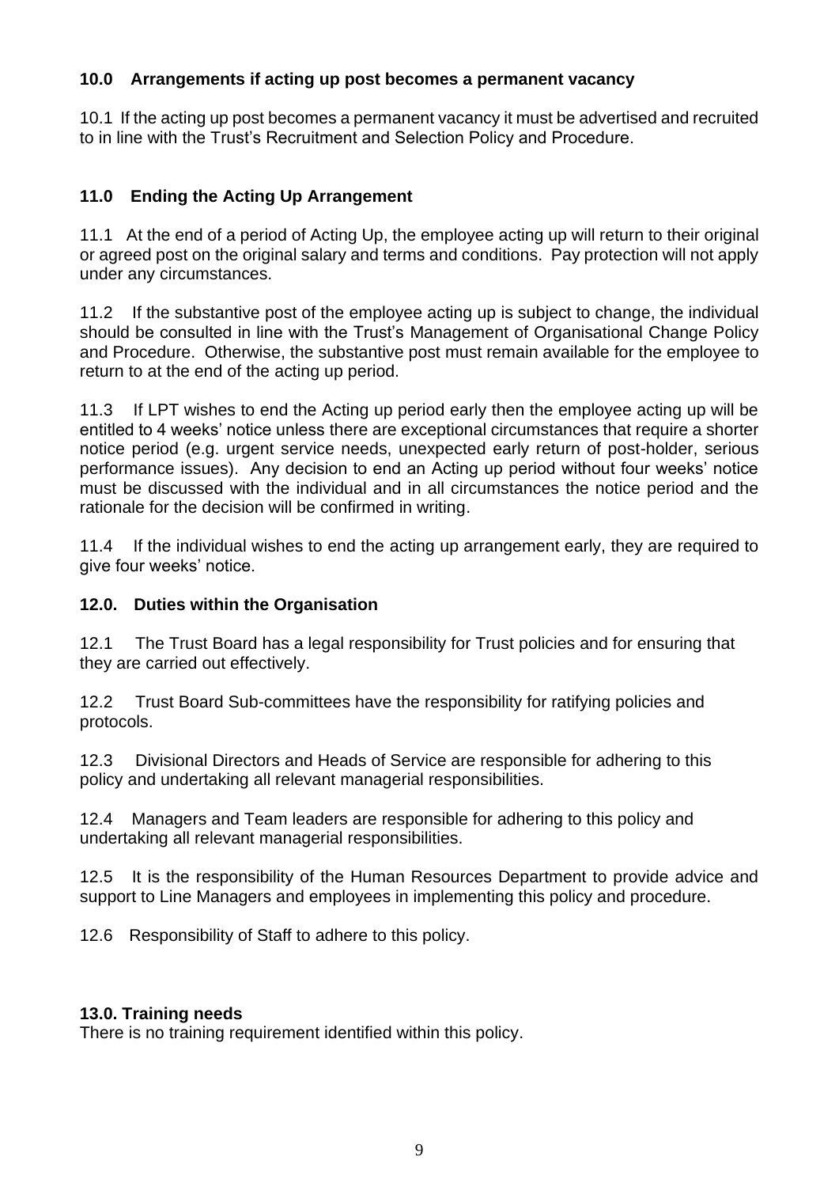## 10.0 Arrangements if acting up post becomes a permanent vacancy

10.1 If the acting up post becomes a permanent vacancy it must be advertised and recruited to in line with the Trust's Recruitment and Selection Policy and Procedure.

## 11.0 Ending the Acting Up Arrangement

11.1 At the end of a period of Acting Up, the employee acting up will return to their original or agreed post on the original salary and terms and conditions. Pay protection will not apply under any circumstances.

11.2 If the substantive post of the employee acting up is subject to change, the individual should be consulted in line with the Trust's Management of Organisational Change Policy and Procedure. Otherwise, the substantive post must remain available for the employee to return to at the end of the acting up period.

11.3 If LPT wishes to end the Acting up period early then the employee acting up will be entitled to 4 weeks' notice unless there are exceptional circumstances that require a shorter notice period (e.g. urgent service needs, unexpected early return of post-holder, serious performance issues). Any decision to end an Acting up period without four weeks' notice must be discussed with the individual and in all circumstances the notice period and the rationale for the decision will be confirmed in writing.

11.4 If the individual wishes to end the acting up arrangement early, they are required to give four weeks' notice.

## 12.0. Duties within the Organisation

12.1 The Trust Board has a legal responsibility for Trust policies and for ensuring that they are carried out effectively.

12.2 Trust Board Sub-committees have the responsibility for ratifying policies and protocols.

12.3 Divisional Directors and Heads of Service are responsible for adhering to this policy and undertaking all relevant managerial responsibilities.

12.4 Managers and Team leaders are responsible for adhering to this policy and undertaking all relevant managerial responsibilities.

12.5 It is the responsibility of the Human Resources Department to provide advice and support to Line Managers and employees in implementing this policy and procedure.

12.6 Responsibility of Staff to adhere to this policy.

## 13.0. Training needs

There is no training requirement identified within this policy.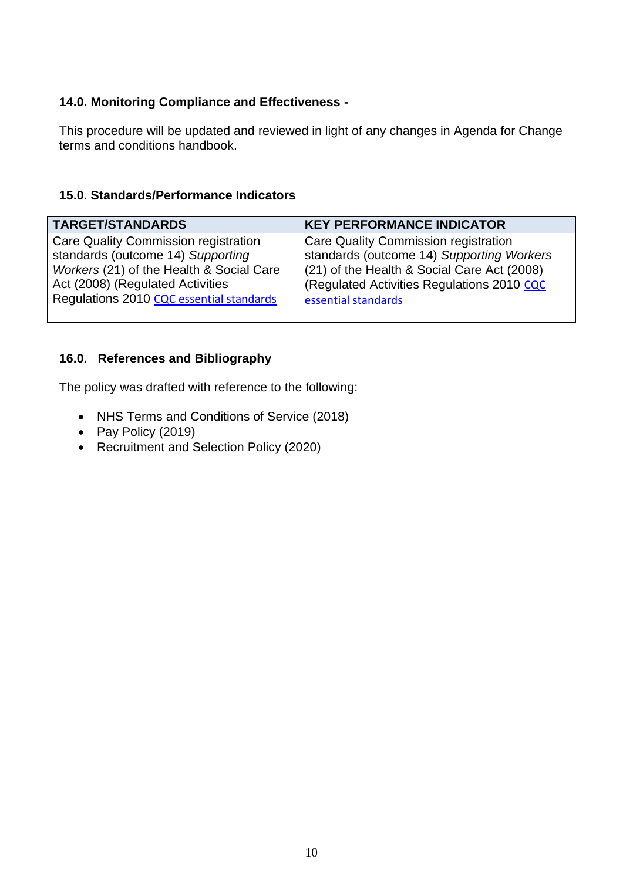**14.0. Monitoring Compliance and Effectiveness -**

This procedure will be updated and reviewed in light of any changes in Agenda for Change terms and conditions handbook.

**15.0. Standards/Performance Indicators**

| TARGET/STANDARDS | KEY PERFORMANCE INDICATOR |
|---|---|
| Care Quality Commission registration standards (outcome 14) *Supporting Workers* (21) of the Health & Social Care Act (2008) (Regulated Activities Regulations 2010 CQC essential standards | Care Quality Commission registration standards (outcome 14) *Supporting Workers* (21) of the Health & Social Care Act (2008) (Regulated Activities Regulations 2010 CQC essential standards |

**16.0. References and Bibliography**

The policy was drafted with reference to the following:

- NHS Terms and Conditions of Service (2018)
- Pay Policy (2019)
- Recruitment and Selection Policy (2020)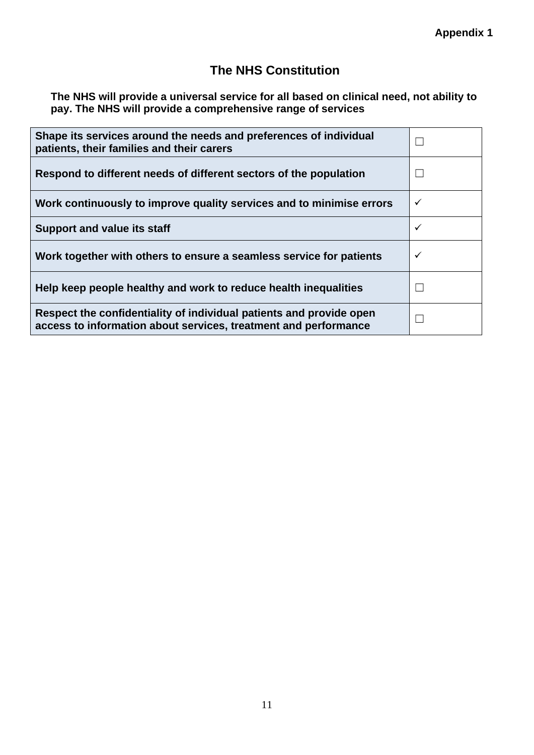**Appendix 1**

## The NHS Constitution

**The NHS will provide a universal service for all based on clinical need, not ability to pay. The NHS will provide a comprehensive range of services**

| | |
|---|---|
| **Shape its services around the needs and preferences of individual patients, their families and their carers** | ☐ |
| **Respond to different needs of different sectors of the population** | ☐ |
| **Work continuously to improve quality services and to minimise errors** | ✓ |
| **Support and value its staff** | ✓ |
| **Work together with others to ensure a seamless service for patients** | ✓ |
| **Help keep people healthy and work to reduce health inequalities** | ☐ |
| **Respect the confidentiality of individual patients and provide open access to information about services, treatment and performance** | ☐ |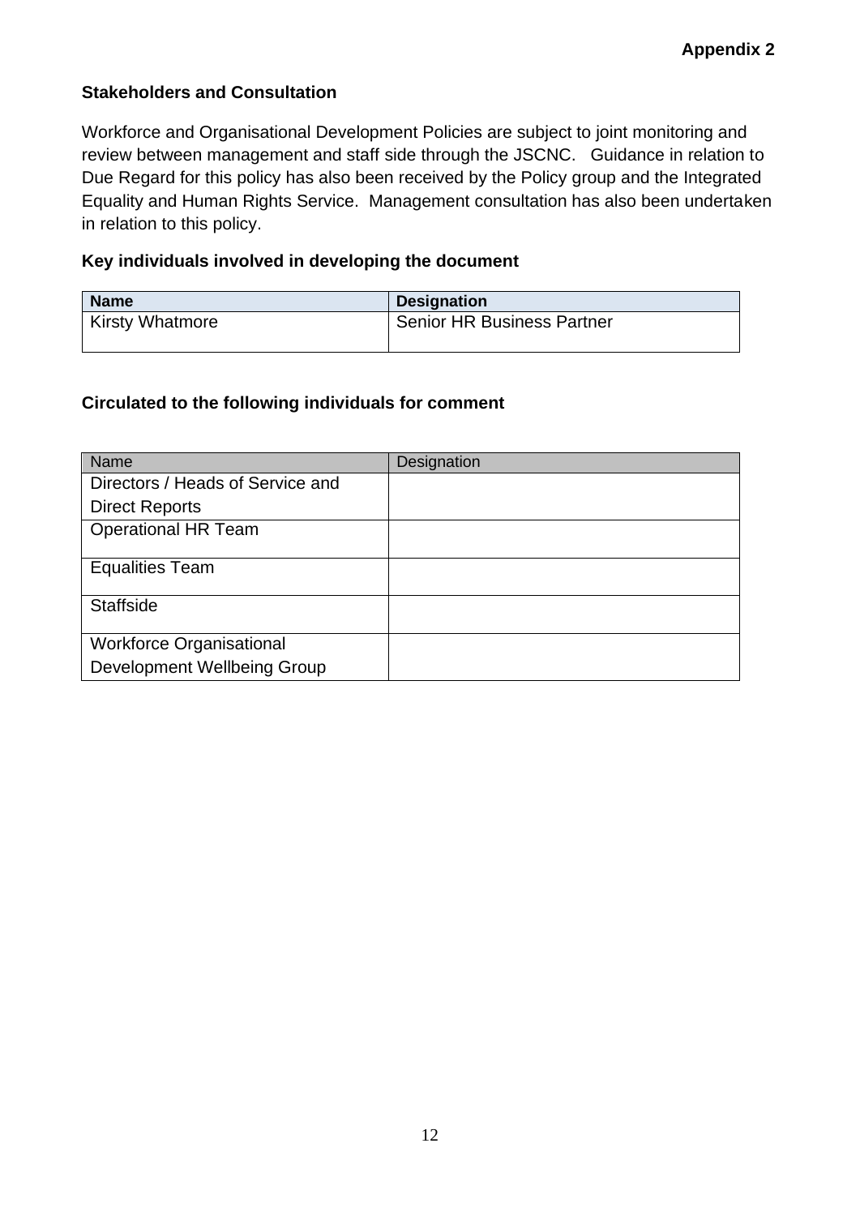**Appendix 2**

**Stakeholders and Consultation**

Workforce and Organisational Development Policies are subject to joint monitoring and review between management and staff side through the JSCNC. Guidance in relation to Due Regard for this policy has also been received by the Policy group and the Integrated Equality and Human Rights Service. Management consultation has also been undertaken in relation to this policy.

**Key individuals involved in developing the document**

| **Name** | **Designation** |
| --- | --- |
| Kirsty Whatmore | Senior HR Business Partner |

**Circulated to the following individuals for comment**

| Name | Designation |
| --- | --- |
| Directors / Heads of Service and Direct Reports | |
| Operational HR Team | |
| Equalities Team | |
| Staffside | |
| Workforce Organisational Development Wellbeing Group | |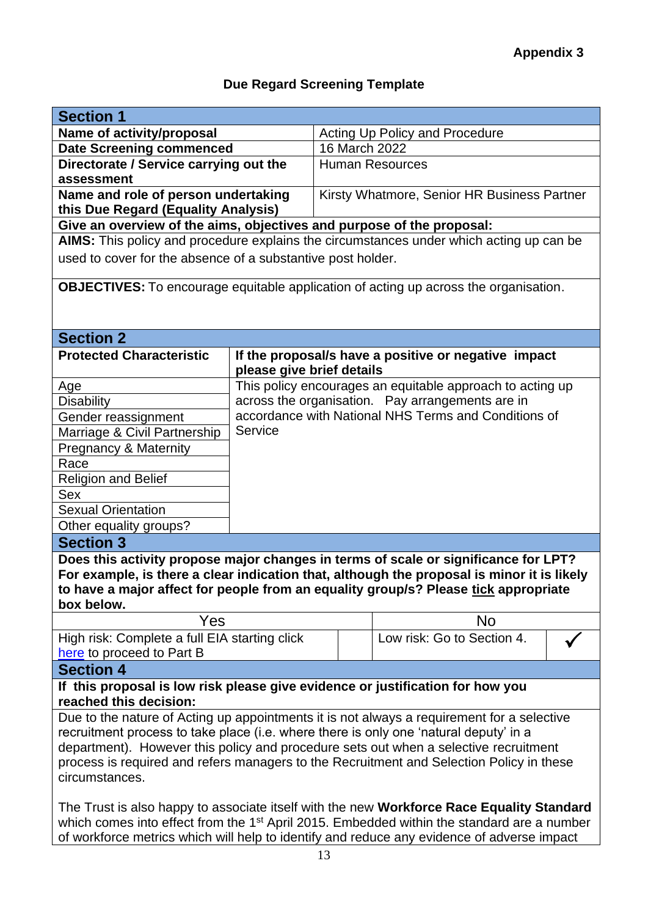**Appendix 3**

## Due Regard Screening Template

| **Section 1** | |
|---|---|
| **Name of activity/proposal** | Acting Up Policy and Procedure |
| **Date Screening commenced** | 16 March 2022 |
| **Directorate / Service carrying out the assessment** | Human Resources |
| **Name and role of person undertaking this Due Regard (Equality Analysis)** | Kirsty Whatmore, Senior HR Business Partner |
| **Give an overview of the aims, objectives and purpose of the proposal:** | |
| **AIMS:** This policy and procedure explains the circumstances under which acting up can be used to cover for the absence of a substantive post holder. | |
| **OBJECTIVES:** To encourage equitable application of acting up across the organisation. | |

| **Section 2** | |
|---|---|
| **Protected Characteristic** | **If the proposal/s have a positive or negative impact please give brief details** |
| Age | This policy encourages an equitable approach to acting up across the organisation. Pay arrangements are in accordance with National NHS Terms and Conditions of Service |
| Disability | |
| Gender reassignment | |
| Marriage & Civil Partnership | |
| Pregnancy & Maternity | |
| Race | |
| Religion and Belief | |
| Sex | |
| Sexual Orientation | |
| Other equality groups? | |

| **Section 3** | | | |
|---|---|---|---|
| **Does this activity propose major changes in terms of scale or significance for LPT? For example, is there a clear indication that, although the proposal is minor it is likely to have a major affect for people from an equality group/s? Please tick appropriate box below.** | | | |
| Yes | | No | |
| High risk: Complete a full EIA starting click here to proceed to Part B | | Low risk: Go to Section 4. | ✓ |

| **Section 4** |
|---|
| **If this proposal is low risk please give evidence or justification for how you reached this decision:** |
| Due to the nature of Acting up appointments it is not always a requirement for a selective recruitment process to take place (i.e. where there is only one 'natural deputy' in a department). However this policy and procedure sets out when a selective recruitment process is required and refers managers to the Recruitment and Selection Policy in these circumstances.<br><br>The Trust is also happy to associate itself with the new **Workforce Race Equality Standard** which comes into effect from the 1st April 2015. Embedded within the standard are a number of workforce metrics which will help to identify and reduce any evidence of adverse impact |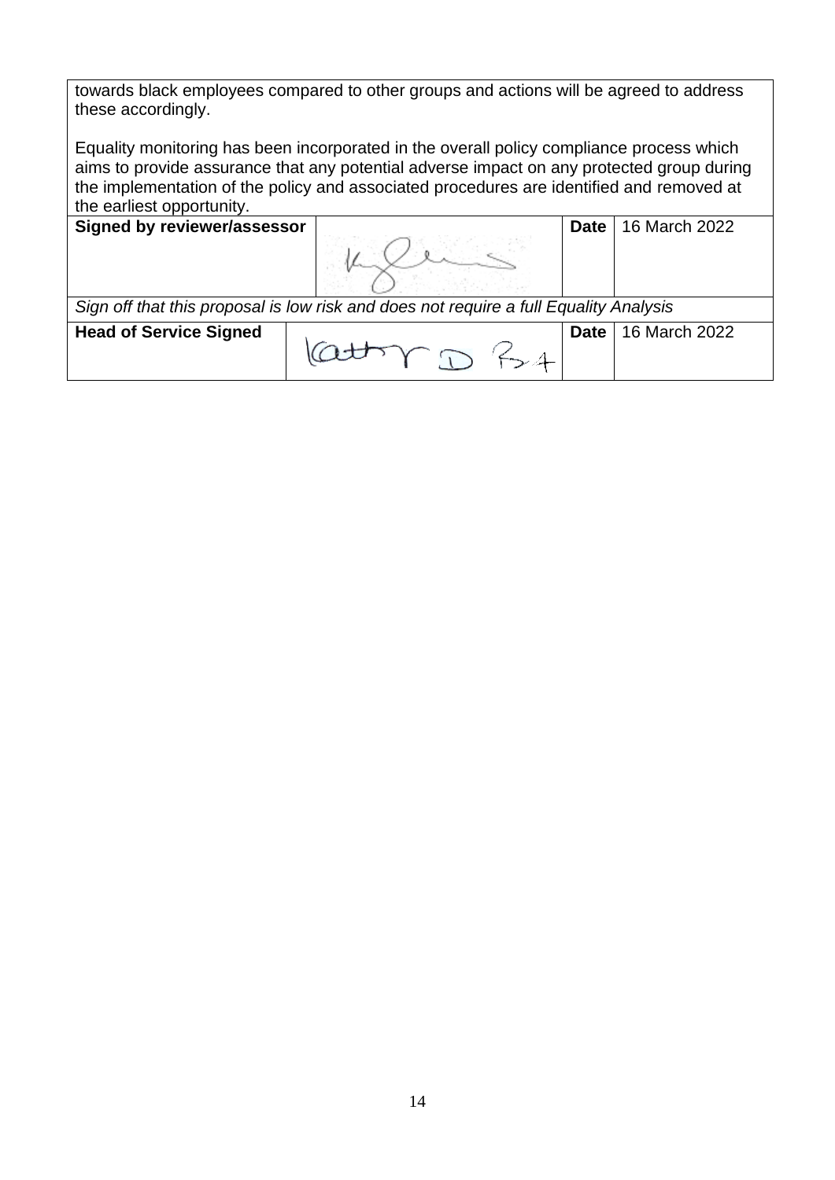towards black employees compared to other groups and actions will be agreed to address these accordingly.

Equality monitoring has been incorporated in the overall policy compliance process which aims to provide assurance that any potential adverse impact on any protected group during the implementation of the policy and associated procedures are identified and removed at the earliest opportunity.

| **Signed by reviewer/assessor** | | **Date** | 16 March 2022 |
|---|---|---|---|
| *Sign off that this proposal is low risk and does not require a full Equality Analysis* | | | |
| **Head of Service Signed** | | **Date** | 16 March 2022 |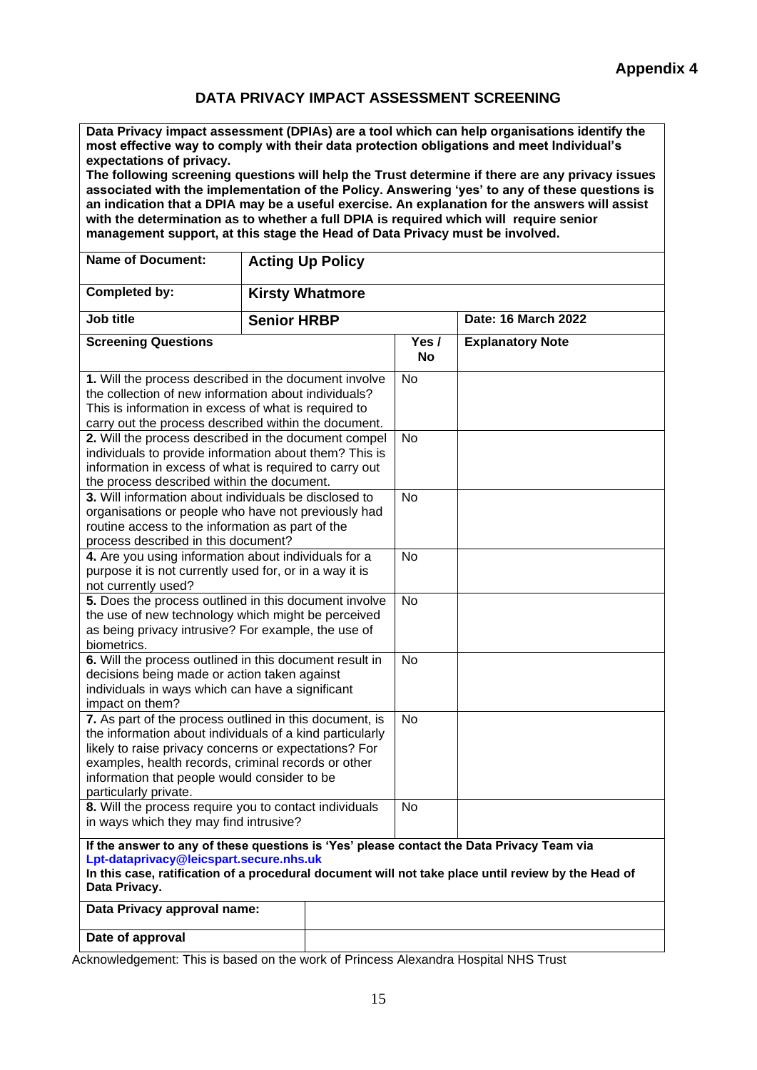**Appendix 4**

## DATA PRIVACY IMPACT ASSESSMENT SCREENING

**Data Privacy impact assessment (DPIAs) are a tool which can help organisations identify the most effective way to comply with their data protection obligations and meet Individual's expectations of privacy.**
**The following screening questions will help the Trust determine if there are any privacy issues associated with the implementation of the Policy. Answering 'yes' to any of these questions is an indication that a DPIA may be a useful exercise. An explanation for the answers will assist with the determination as to whether a full DPIA is required which will require senior management support, at this stage the Head of Data Privacy must be involved.**

| | | | |
|---|---|---|---|
| **Name of Document:** | **Acting Up Policy** | | |
| **Completed by:** | **Kirsty Whatmore** | | |
| **Job title** | **Senior HRBP** | | **Date: 16 March 2022** |
| **Screening Questions** | | **Yes / No** | **Explanatory Note** |
| **1.** Will the process described in the document involve the collection of new information about individuals? This is information in excess of what is required to carry out the process described within the document. | | No | |
| **2.** Will the process described in the document compel individuals to provide information about them? This is information in excess of what is required to carry out the process described within the document. | | No | |
| **3.** Will information about individuals be disclosed to organisations or people who have not previously had routine access to the information as part of the process described in this document? | | No | |
| **4.** Are you using information about individuals for a purpose it is not currently used for, or in a way it is not currently used? | | No | |
| **5.** Does the process outlined in this document involve the use of new technology which might be perceived as being privacy intrusive? For example, the use of biometrics. | | No | |
| **6.** Will the process outlined in this document result in decisions being made or action taken against individuals in ways which can have a significant impact on them? | | No | |
| **7.** As part of the process outlined in this document, is the information about individuals of a kind particularly likely to raise privacy concerns or expectations? For examples, health records, criminal records or other information that people would consider to be particularly private. | | No | |
| **8.** Will the process require you to contact individuals in ways which they may find intrusive? | | No | |

**If the answer to any of these questions is 'Yes' please contact the Data Privacy Team via Lpt-dataprivacy@leicspart.secure.nhs.uk**
**In this case, ratification of a procedural document will not take place until review by the Head of Data Privacy.**

| | |
|---|---|
| **Data Privacy approval name:** | |
| **Date of approval** | |

Acknowledgement: This is based on the work of Princess Alexandra Hospital NHS Trust